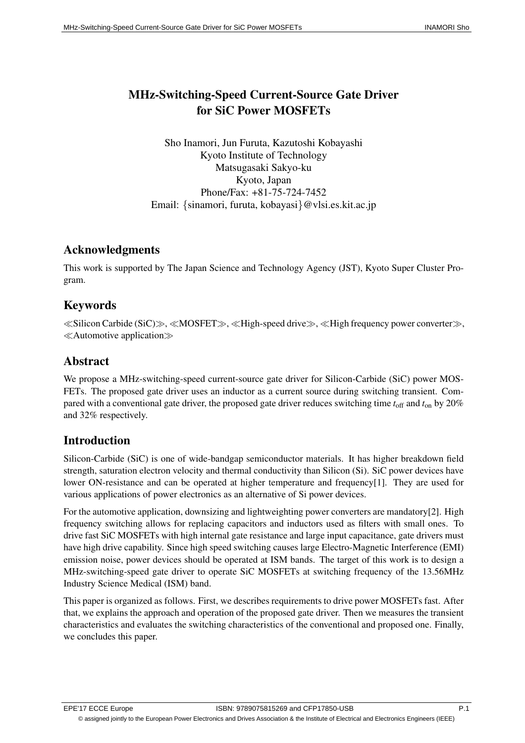# MHz-Switching-Speed Current-Source Gate Driver for SiC Power MOSFETs

Sho Inamori, Jun Furuta, Kazutoshi Kobayashi
Kyoto Institute of Technology
Matsugasaki Sakyo-ku
Kyoto, Japan
Phone/Fax: +81-75-724-7452
Email: {sinamori, furuta, kobayasi}@vlsi.es.kit.ac.jp

## Acknowledgments

This work is supported by The Japan Science and Technology Agency (JST), Kyoto Super Cluster Program.

## Keywords

≪Silicon Carbide (SiC)≫, ≪MOSFET≫, ≪High-speed drive≫, ≪High frequency power converter≫, ≪Automotive application≫

## Abstract

We propose a MHz-switching-speed current-source gate driver for Silicon-Carbide (SiC) power MOSFETs. The proposed gate driver uses an inductor as a current source during switching transient. Compared with a conventional gate driver, the proposed gate driver reduces switching time $t_{\text{off}}$ and $t_{\text{on}}$ by 20% and 32% respectively.

## Introduction

Silicon-Carbide (SiC) is one of wide-bandgap semiconductor materials. It has higher breakdown field strength, saturation electron velocity and thermal conductivity than Silicon (Si). SiC power devices have lower ON-resistance and can be operated at higher temperature and frequency[1]. They are used for various applications of power electronics as an alternative of Si power devices.

For the automotive application, downsizing and lightweighting power converters are mandatory[2]. High frequency switching allows for replacing capacitors and inductors used as filters with small ones. To drive fast SiC MOSFETs with high internal gate resistance and large input capacitance, gate drivers must have high drive capability. Since high speed switching causes large Electro-Magnetic Interference (EMI) emission noise, power devices should be operated at ISM bands. The target of this work is to design a MHz-switching-speed gate driver to operate SiC MOSFETs at switching frequency of the 13.56MHz Industry Science Medical (ISM) band.

This paper is organized as follows. First, we describes requirements to drive power MOSFETs fast. After that, we explains the approach and operation of the proposed gate driver. Then we measures the transient characteristics and evaluates the switching characteristics of the conventional and proposed one. Finally, we concludes this paper.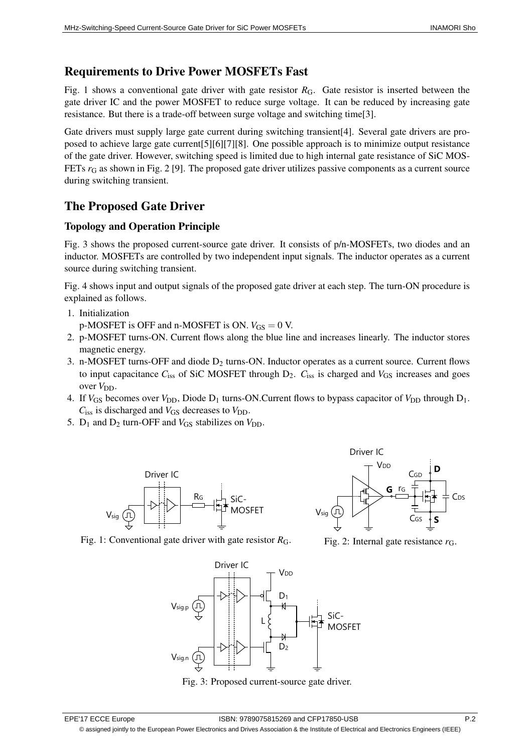## Requirements to Drive Power MOSFETs Fast

Fig. 1 shows a conventional gate driver with gate resistor $R_G$. Gate resistor is inserted between the gate driver IC and the power MOSFET to reduce surge voltage. It can be reduced by increasing gate resistance. But there is a trade-off between surge voltage and switching time[3].

Gate drivers must supply large gate current during switching transient[4]. Several gate drivers are proposed to achieve large gate current[5][6][7][8]. One possible approach is to minimize output resistance of the gate driver. However, switching speed is limited due to high internal gate resistance of SiC MOSFETs $r_G$ as shown in Fig. 2 [9]. The proposed gate driver utilizes passive components as a current source during switching transient.

## The Proposed Gate Driver

### Topology and Operation Principle

Fig. 3 shows the proposed current-source gate driver. It consists of p/n-MOSFETs, two diodes and an inductor. MOSFETs are controlled by two independent input signals. The inductor operates as a current source during switching transient.

Fig. 4 shows input and output signals of the proposed gate driver at each step. The turn-ON procedure is explained as follows.

1. Initialization
   p-MOSFET is OFF and n-MOSFET is ON. $V_{GS} = 0$ V.
2. p-MOSFET turns-ON. Current flows along the blue line and increases linearly. The inductor stores magnetic energy.
3. n-MOSFET turns-OFF and diode $D_2$ turns-ON. Inductor operates as a current source. Current flows to input capacitance $C_{iss}$ of SiC MOSFET through $D_2$. $C_{iss}$ is charged and $V_{GS}$ increases and goes over $V_{DD}$.
4. If $V_{GS}$ becomes over $V_{DD}$, Diode $D_1$ turns-ON.Current flows to bypass capacitor of $V_{DD}$ through $D_1$. $C_{iss}$ is discharged and $V_{GS}$ decreases to $V_{DD}$.
5. $D_1$ and $D_2$ turn-OFF and $V_{GS}$ stabilizes on $V_{DD}$.

Fig. 1: Conventional gate driver with gate resistor $R_G$.

Fig. 2: Internal gate resistance $r_G$.

Fig. 3: Proposed current-source gate driver.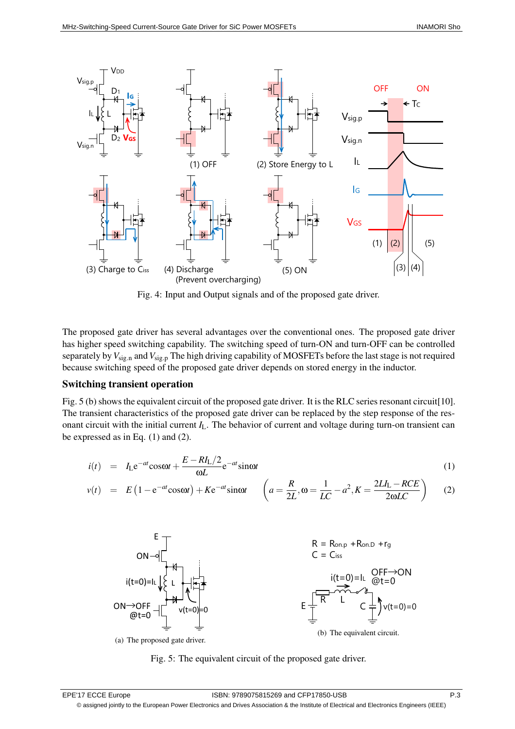Fig. 4: Input and Output signals and of the proposed gate driver.

The proposed gate driver has several advantages over the conventional ones. The proposed gate driver has higher speed switching capability. The switching speed of turn-ON and turn-OFF can be controlled separately by $V_{\mathrm{sig.n}}$ and $V_{\mathrm{sig.p}}$ The high driving capability of MOSFETs before the last stage is not required because switching speed of the proposed gate driver depends on stored energy in the inductor.

## Switching transient operation

Fig. 5 (b) shows the equivalent circuit of the proposed gate driver. It is the RLC series resonant circuit[10]. The transient characteristics of the proposed gate driver can be replaced by the step response of the resonant circuit with the initial current $I_{\mathrm{L}}$. The behavior of current and voltage during turn-on transient can be expressed as in Eq. (1) and (2).

$$i(t) = I_{\mathrm{L}}\mathrm{e}^{-at}\cos\omega t + \frac{E - RI_{\mathrm{L}}/2}{\omega L}\mathrm{e}^{-at}\sin\omega t \tag{1}$$

$$v(t) = E\left(1 - \mathrm{e}^{-at}\cos\omega t\right) + K\mathrm{e}^{-at}\sin\omega t \qquad \left(a = \frac{R}{2L}, \omega = \frac{1}{LC} - a^2, K = \frac{2LI_{\mathrm{L}} - RCE}{2\omega LC}\right) \tag{2}$$

(a) The proposed gate driver.

(b) The equivalent circuit.

Fig. 5: The equivalent circuit of the proposed gate driver.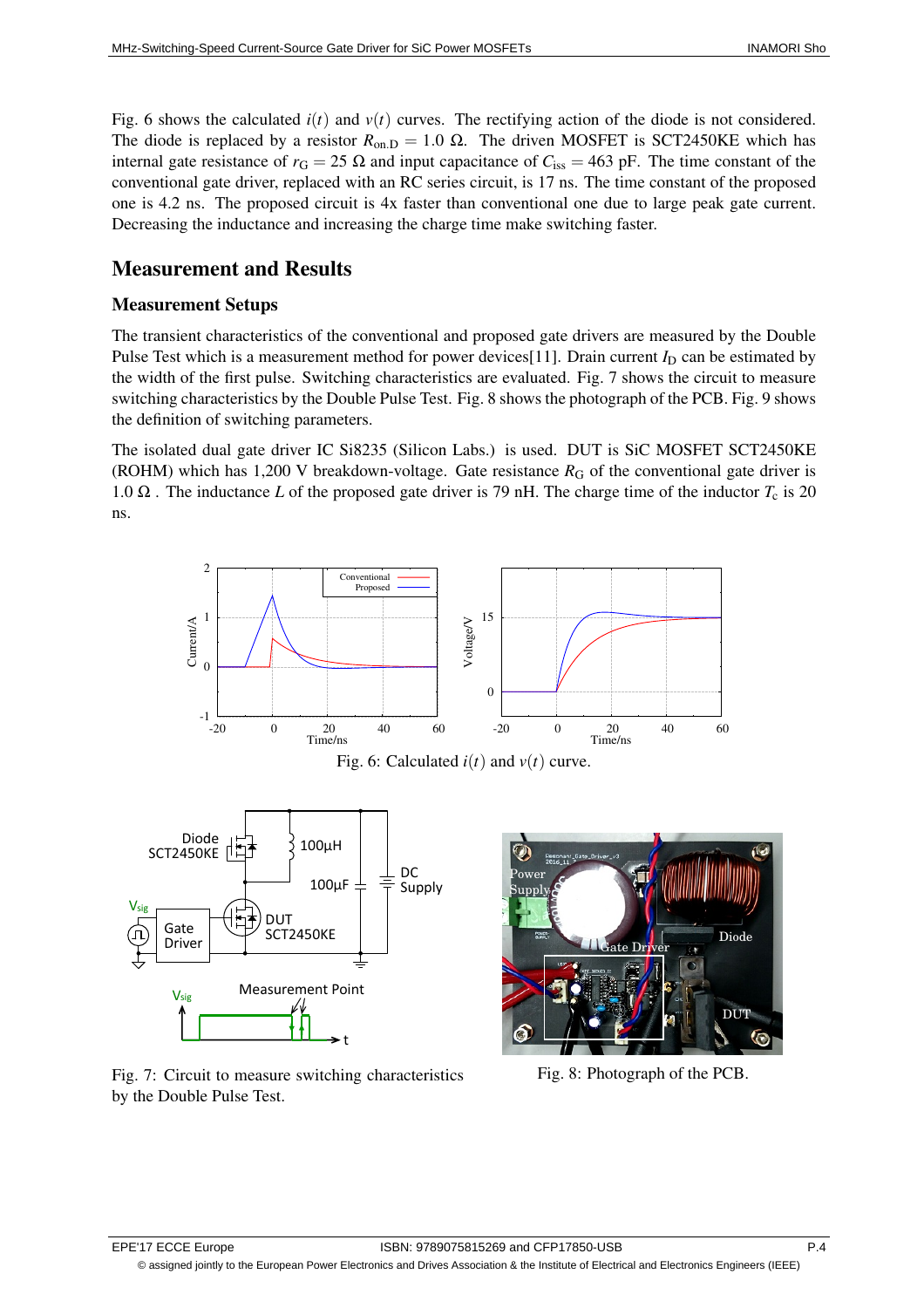Fig. 6 shows the calculated $i(t)$ and $v(t)$ curves. The rectifying action of the diode is not considered. The diode is replaced by a resistor $R_{\mathrm{on.D}} = 1.0\ \Omega$. The driven MOSFET is SCT2450KE which has internal gate resistance of $r_{\mathrm{G}} = 25\ \Omega$ and input capacitance of $C_{\mathrm{iss}} = 463$ pF. The time constant of the conventional gate driver, replaced with an RC series circuit, is 17 ns. The time constant of the proposed one is 4.2 ns. The proposed circuit is 4x faster than conventional one due to large peak gate current. Decreasing the inductance and increasing the charge time make switching faster.

## Measurement and Results

### Measurement Setups

The transient characteristics of the conventional and proposed gate drivers are measured by the Double Pulse Test which is a measurement method for power devices[11]. Drain current $I_{\mathrm{D}}$ can be estimated by the width of the first pulse. Switching characteristics are evaluated. Fig. 7 shows the circuit to measure switching characteristics by the Double Pulse Test. Fig. 8 shows the photograph of the PCB. Fig. 9 shows the definition of switching parameters.

The isolated dual gate driver IC Si8235 (Silicon Labs.) is used. DUT is SiC MOSFET SCT2450KE (ROHM) which has 1,200 V breakdown-voltage. Gate resistance $R_{\mathrm{G}}$ of the conventional gate driver is 1.0 Ω . The inductance $L$ of the proposed gate driver is 79 nH. The charge time of the inductor $T_{\mathrm{c}}$ is 20 ns.

Fig. 6: Calculated $i(t)$ and $v(t)$ curve.

Fig. 7: Circuit to measure switching characteristics by the Double Pulse Test.

Fig. 8: Photograph of the PCB.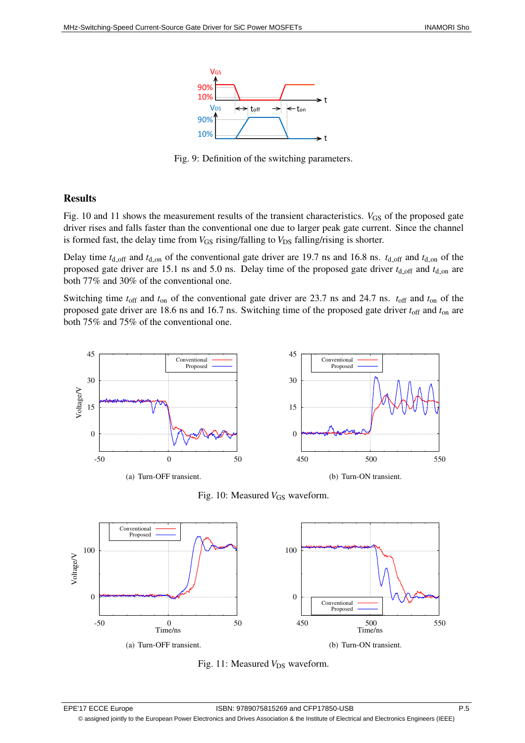Fig. 9: Definition of the switching parameters.

## Results

Fig. 10 and 11 shows the measurement results of the transient characteristics. $V_{GS}$ of the proposed gate driver rises and falls faster than the conventional one due to larger peak gate current. Since the channel is formed fast, the delay time from $V_{GS}$ rising/falling to $V_{DS}$ falling/rising is shorter.

Delay time $t_{d\_off}$ and $t_{d\_on}$ of the conventional gate driver are 19.7 ns and 16.8 ns. $t_{d\_off}$ and $t_{d\_on}$ of the proposed gate driver are 15.1 ns and 5.0 ns. Delay time of the proposed gate driver $t_{d\_off}$ and $t_{d\_on}$ are both 77% and 30% of the conventional one.

Switching time $t_{off}$ and $t_{on}$ of the conventional gate driver are 23.7 ns and 24.7 ns. $t_{off}$ and $t_{on}$ of the proposed gate driver are 18.6 ns and 16.7 ns. Switching time of the proposed gate driver $t_{off}$ and $t_{on}$ are both 75% and 75% of the conventional one.

(a) Turn-OFF transient.

(b) Turn-ON transient.

Fig. 10: Measured $V_{GS}$ waveform.

(a) Turn-OFF transient.

(b) Turn-ON transient.

Fig. 11: Measured $V_{DS}$ waveform.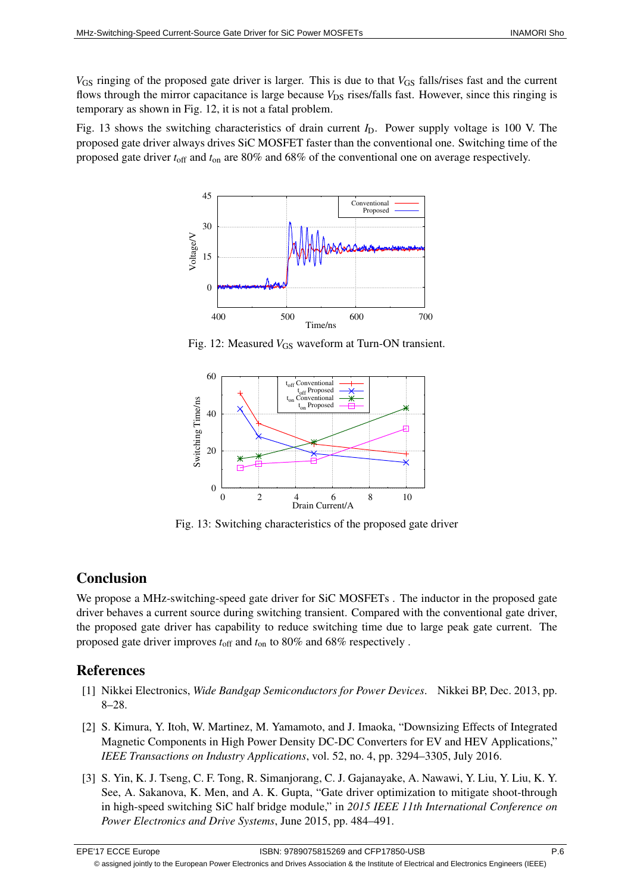$V_{GS}$ ringing of the proposed gate driver is larger. This is due to that $V_{GS}$ falls/rises fast and the current flows through the mirror capacitance is large because $V_{DS}$ rises/falls fast. However, since this ringing is temporary as shown in Fig. 12, it is not a fatal problem.

Fig. 13 shows the switching characteristics of drain current $I_D$. Power supply voltage is 100 V. The proposed gate driver always drives SiC MOSFET faster than the conventional one. Switching time of the proposed gate driver $t_{off}$ and $t_{on}$ are 80% and 68% of the conventional one on average respectively.

Fig. 12: Measured $V_{GS}$ waveform at Turn-ON transient.

Fig. 13: Switching characteristics of the proposed gate driver

## Conclusion

We propose a MHz-switching-speed gate driver for SiC MOSFETs . The inductor in the proposed gate driver behaves a current source during switching transient. Compared with the conventional gate driver, the proposed gate driver has capability to reduce switching time due to large peak gate current. The proposed gate driver improves $t_{off}$ and $t_{on}$ to 80% and 68% respectively .

## References

[1] Nikkei Electronics, *Wide Bandgap Semiconductors for Power Devices*. Nikkei BP, Dec. 2013, pp. 8–28.

[2] S. Kimura, Y. Itoh, W. Martinez, M. Yamamoto, and J. Imaoka, “Downsizing Effects of Integrated Magnetic Components in High Power Density DC-DC Converters for EV and HEV Applications,” *IEEE Transactions on Industry Applications*, vol. 52, no. 4, pp. 3294–3305, July 2016.

[3] S. Yin, K. J. Tseng, C. F. Tong, R. Simanjorang, C. J. Gajanayake, A. Nawawi, Y. Liu, Y. Liu, K. Y. See, A. Sakanova, K. Men, and A. K. Gupta, “Gate driver optimization to mitigate shoot-through in high-speed switching SiC half bridge module,” in *2015 IEEE 11th International Conference on Power Electronics and Drive Systems*, June 2015, pp. 484–491.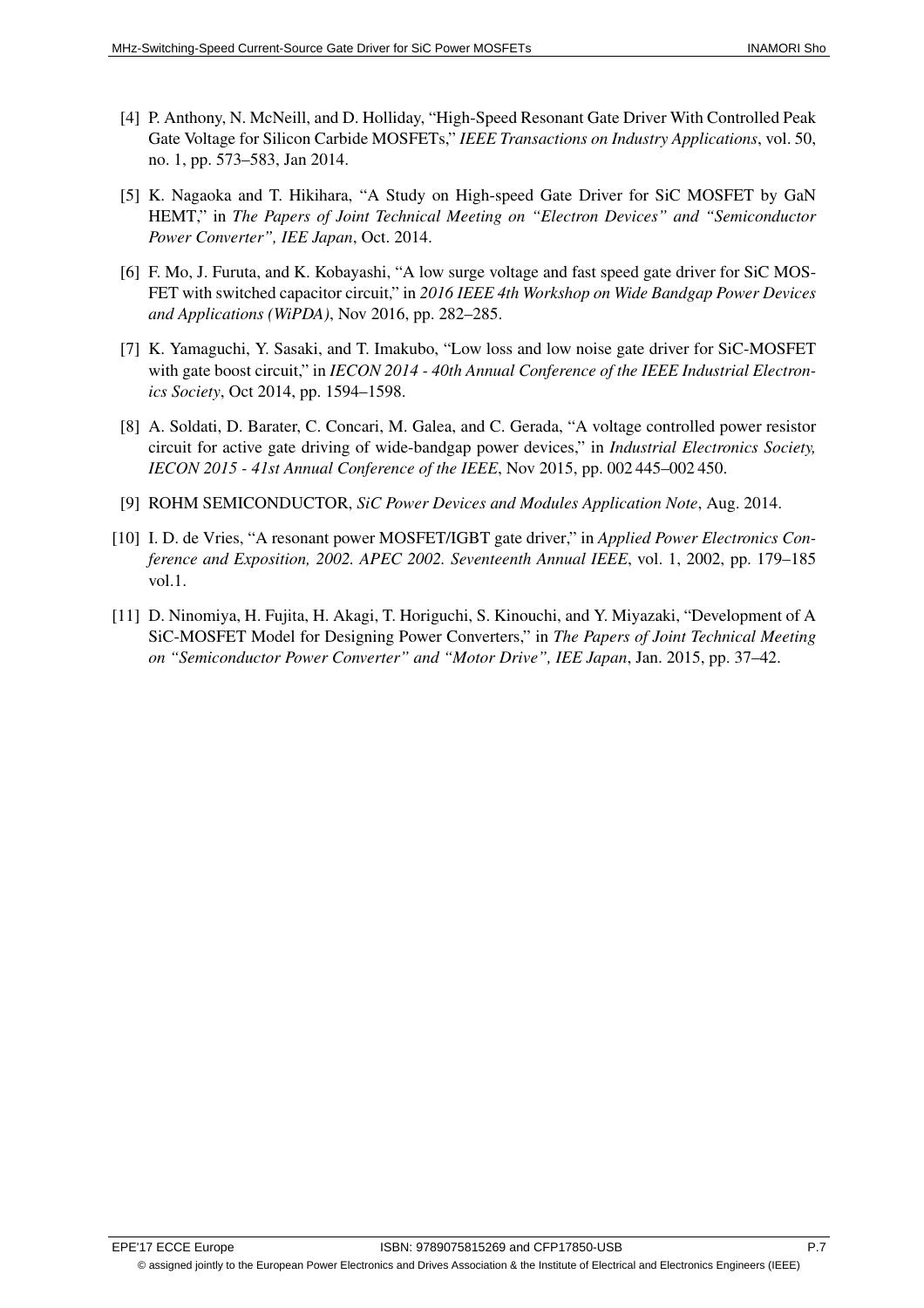[4] P. Anthony, N. McNeill, and D. Holliday, "High-Speed Resonant Gate Driver With Controlled Peak Gate Voltage for Silicon Carbide MOSFETs," *IEEE Transactions on Industry Applications*, vol. 50, no. 1, pp. 573–583, Jan 2014.

[5] K. Nagaoka and T. Hikihara, "A Study on High-speed Gate Driver for SiC MOSFET by GaN HEMT," in *The Papers of Joint Technical Meeting on "Electron Devices" and "Semiconductor Power Converter", IEE Japan*, Oct. 2014.

[6] F. Mo, J. Furuta, and K. Kobayashi, "A low surge voltage and fast speed gate driver for SiC MOSFET with switched capacitor circuit," in *2016 IEEE 4th Workshop on Wide Bandgap Power Devices and Applications (WiPDA)*, Nov 2016, pp. 282–285.

[7] K. Yamaguchi, Y. Sasaki, and T. Imakubo, "Low loss and low noise gate driver for SiC-MOSFET with gate boost circuit," in *IECON 2014 - 40th Annual Conference of the IEEE Industrial Electronics Society*, Oct 2014, pp. 1594–1598.

[8] A. Soldati, D. Barater, C. Concari, M. Galea, and C. Gerada, "A voltage controlled power resistor circuit for active gate driving of wide-bandgap power devices," in *Industrial Electronics Society, IECON 2015 - 41st Annual Conference of the IEEE*, Nov 2015, pp. 002 445–002 450.

[9] ROHM SEMICONDUCTOR, *SiC Power Devices and Modules Application Note*, Aug. 2014.

[10] I. D. de Vries, "A resonant power MOSFET/IGBT gate driver," in *Applied Power Electronics Conference and Exposition, 2002. APEC 2002. Seventeenth Annual IEEE*, vol. 1, 2002, pp. 179–185 vol.1.

[11] D. Ninomiya, H. Fujita, H. Akagi, T. Horiguchi, S. Kinouchi, and Y. Miyazaki, "Development of A SiC-MOSFET Model for Designing Power Converters," in *The Papers of Joint Technical Meeting on "Semiconductor Power Converter" and "Motor Drive", IEE Japan*, Jan. 2015, pp. 37–42.